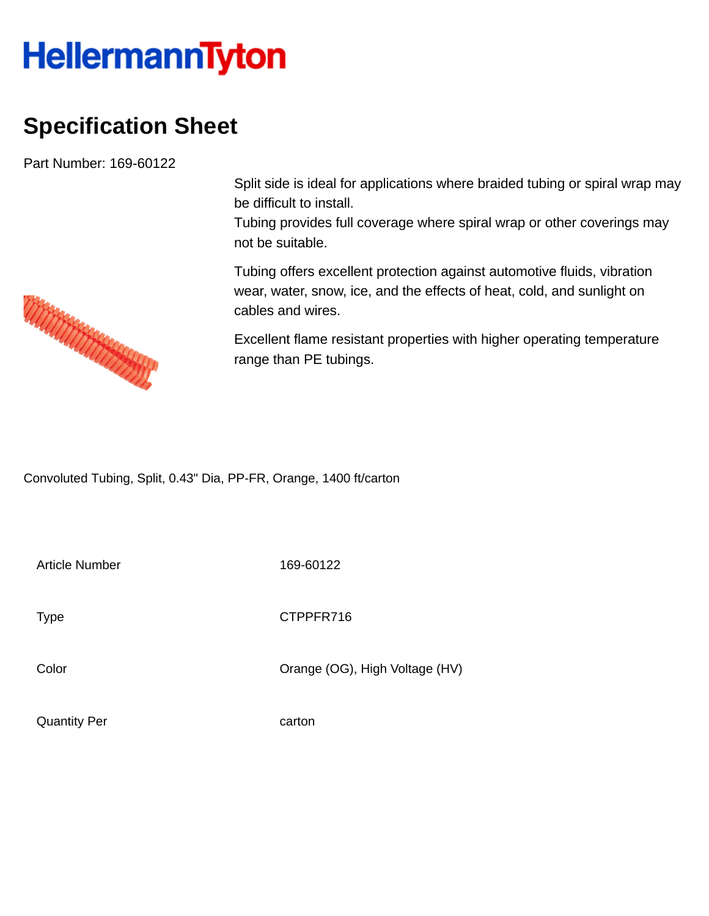HellermannTyton

# Specification Sheet

Part Number: 169-60122

Split side is ideal for applications where braided tubing or spiral wrap may be difficult to install.
Tubing provides full coverage where spiral wrap or other coverings may not be suitable.

Tubing offers excellent protection against automotive fluids, vibration wear, water, snow, ice, and the effects of heat, cold, and sunlight on cables and wires.

Excellent flame resistant properties with higher operating temperature range than PE tubings.

Convoluted Tubing, Split, 0.43" Dia, PP-FR, Orange, 1400 ft/carton

| | |
|---|---|
| Article Number | 169-60122 |
| Type | CTPPFR716 |
| Color | Orange (OG), High Voltage (HV) |
| Quantity Per | carton |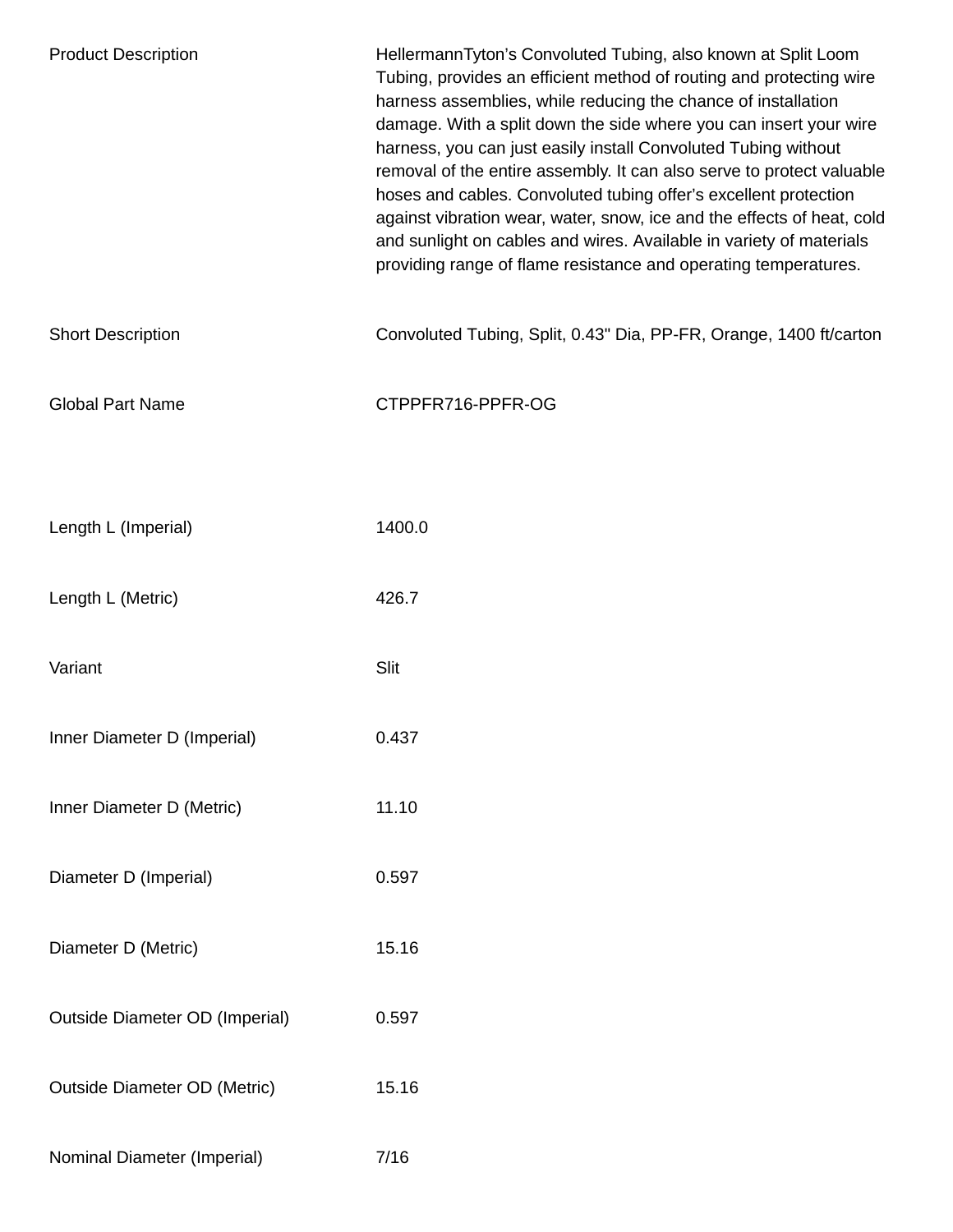| | |
|---|---|
| Product Description | HellermannTyton's Convoluted Tubing, also known at Split Loom Tubing, provides an efficient method of routing and protecting wire harness assemblies, while reducing the chance of installation damage. With a split down the side where you can insert your wire harness, you can just easily install Convoluted Tubing without removal of the entire assembly. It can also serve to protect valuable hoses and cables. Convoluted tubing offer's excellent protection against vibration wear, water, snow, ice and the effects of heat, cold and sunlight on cables and wires. Available in variety of materials providing range of flame resistance and operating temperatures. |
| Short Description | Convoluted Tubing, Split, 0.43" Dia, PP-FR, Orange, 1400 ft/carton |
| Global Part Name | CTPPFR716-PPFR-OG |
| Length L (Imperial) | 1400.0 |
| Length L (Metric) | 426.7 |
| Variant | Slit |
| Inner Diameter D (Imperial) | 0.437 |
| Inner Diameter D (Metric) | 11.10 |
| Diameter D (Imperial) | 0.597 |
| Diameter D (Metric) | 15.16 |
| Outside Diameter OD (Imperial) | 0.597 |
| Outside Diameter OD (Metric) | 15.16 |
| Nominal Diameter (Imperial) | 7/16 |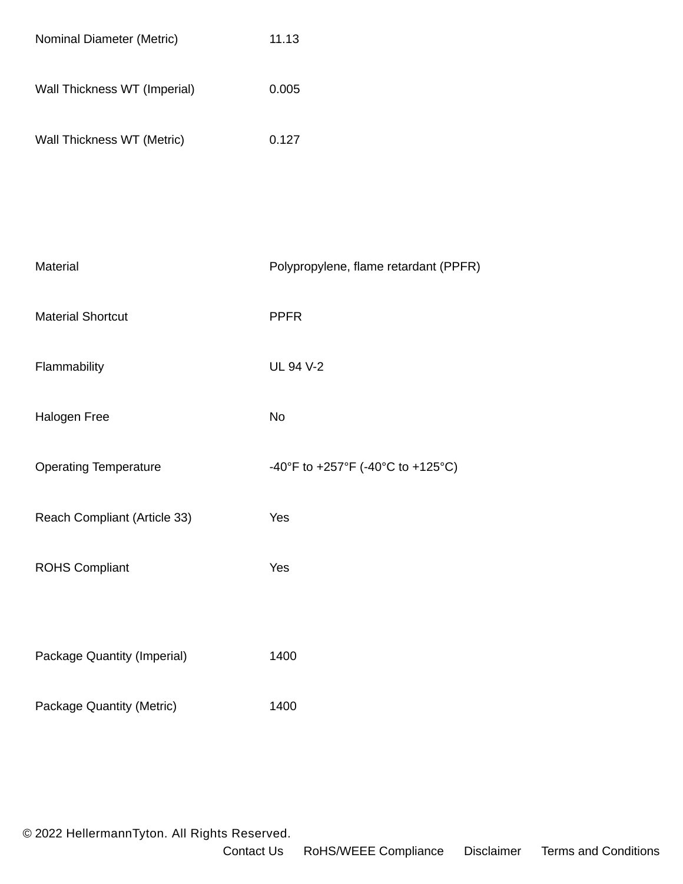| | |
|---|---|
| Nominal Diameter (Metric) | 11.13 |
| Wall Thickness WT (Imperial) | 0.005 |
| Wall Thickness WT (Metric) | 0.127 |

| | |
|---|---|
| Material | Polypropylene, flame retardant (PPFR) |
| Material Shortcut | PPFR |
| Flammability | UL 94 V-2 |
| Halogen Free | No |
| Operating Temperature | -40°F to +257°F (-40°C to +125°C) |
| Reach Compliant (Article 33) | Yes |
| ROHS Compliant | Yes |

| | |
|---|---|
| Package Quantity (Imperial) | 1400 |
| Package Quantity (Metric) | 1400 |

© 2022 HellermannTyton. All Rights Reserved.

Contact Us RoHS/WEEE Compliance Disclaimer Terms and Conditions